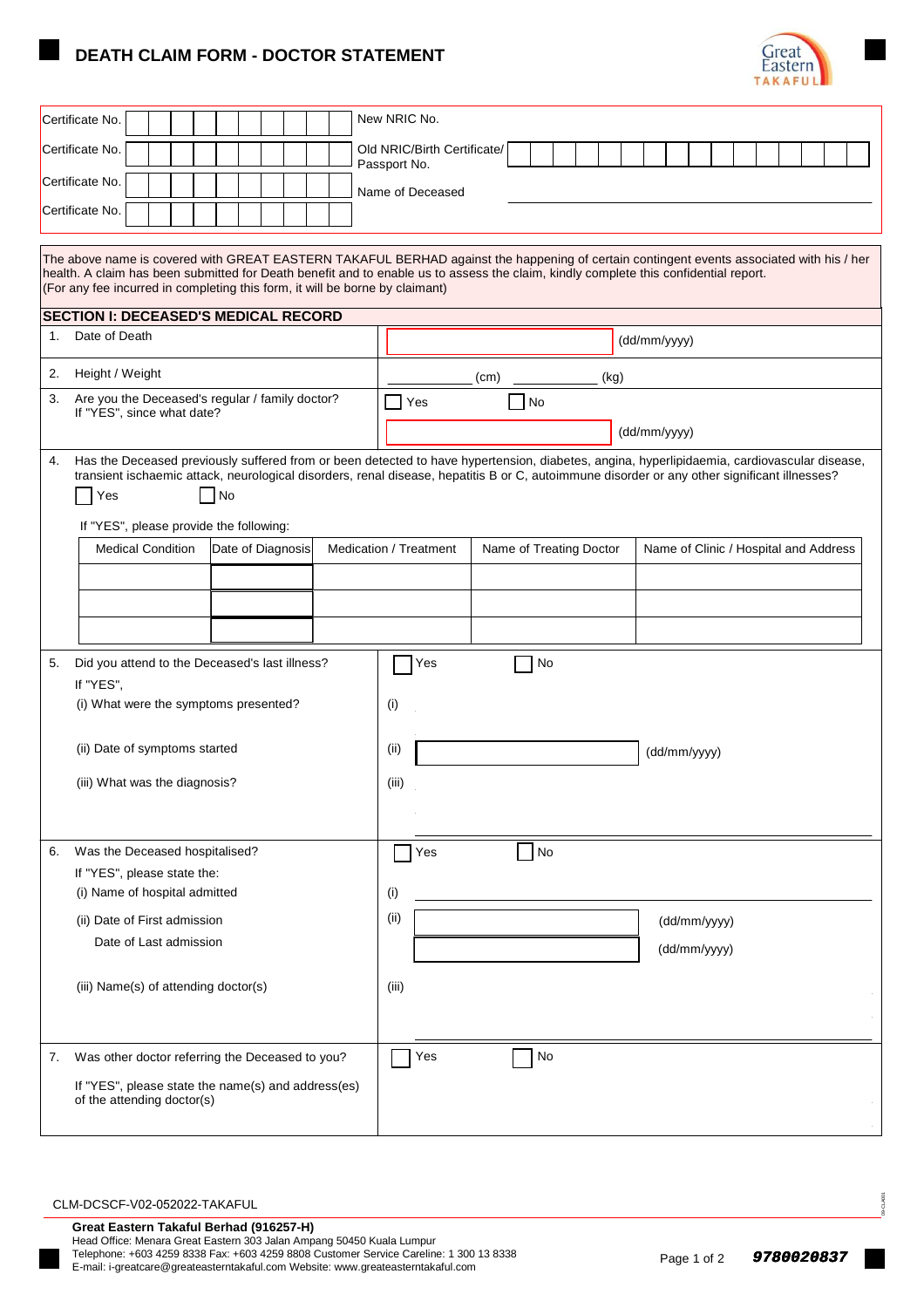# DEATH CLAIM FORM - DOCTOR STATEMENT

Great Eastern TAKAFUL

| | |
|---|---|
| Certificate No. | New NRIC No. |
| Certificate No. | Old NRIC/Birth Certificate/ Passport No. |
| Certificate No. | Name of Deceased |
| Certificate No. | |

The above name is covered with GREAT EASTERN TAKAFUL BERHAD against the happening of certain contingent events associated with his / her health. A claim has been submitted for Death benefit and to enable us to assess the claim, kindly complete this confidential report.
(For any fee incurred in completing this form, it will be borne by claimant)

## SECTION I: DECEASED'S MEDICAL RECORD

1. Date of Death _______________ (dd/mm/yyyy)

2. Height / Weight _______________ (cm) _______________ (kg)

3. Are you the Deceased's regular / family doctor? ☐ Yes ☐ No
   If "YES", since what date? _______________ (dd/mm/yyyy)

4. Has the Deceased previously suffered from or been detected to have hypertension, diabetes, angina, hyperlipidaemia, cardiovascular disease, transient ischaemic attack, neurological disorders, renal disease, hepatitis B or C, autoimmune disorder or any other significant illnesses?
   ☐ Yes ☐ No

   If "YES", please provide the following:

| Medical Condition | Date of Diagnosis | Medication / Treatment | Name of Treating Doctor | Name of Clinic / Hospital and Address |
|---|---|---|---|---|
| | | | | |
| | | | | |
| | | | | |

5. Did you attend to the Deceased's last illness? ☐ Yes ☐ No
   If "YES",
   (i) What were the symptoms presented? (i) _______________
   (ii) Date of symptoms started (ii) _______________ (dd/mm/yyyy)
   (iii) What was the diagnosis? (iii) _______________

6. Was the Deceased hospitalised? ☐ Yes ☐ No
   If "YES", please state the:
   (i) Name of hospital admitted (i) _______________
   (ii) Date of First admission (ii) _______________ (dd/mm/yyyy)
   Date of Last admission _______________ (dd/mm/yyyy)
   (iii) Name(s) of attending doctor(s) (iii) _______________

7. Was other doctor referring the Deceased to you? ☐ Yes ☐ No
   If "YES", please state the name(s) and address(es) of the attending doctor(s) _______________

CLM-DCSCF-V02-052022-TAKAFUL

**Great Eastern Takaful Berhad (916257-H)**
Head Office: Menara Great Eastern 303 Jalan Ampang 50450 Kuala Lumpur
Telephone: +603 4259 8338 Fax: +603 4259 8808 Customer Service Careline: 1 300 13 8338
E-mail: i-greatcare@greateasterntakaful.com Website: www.greateasterntakaful.com

*9780020837*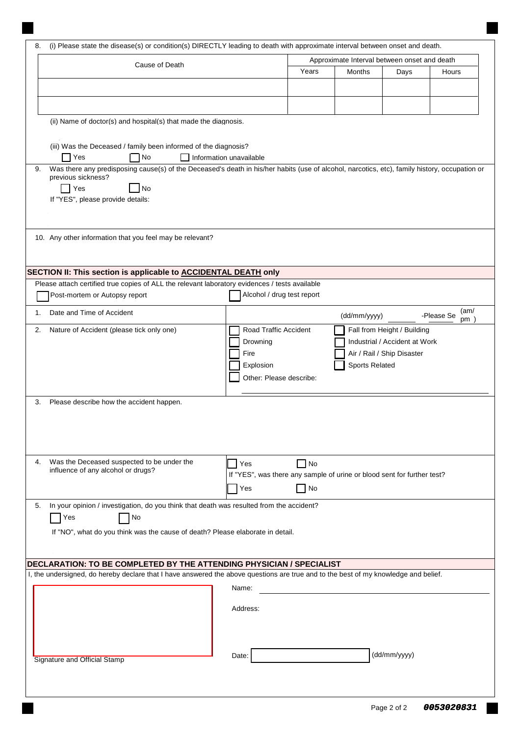8. (i) Please state the disease(s) or condition(s) DIRECTLY leading to death with approximate interval between onset and death.

| Cause of Death | Approximate Interval between onset and death | | | |
|---|---|---|---|---|
| | Years | Months | Days | Hours |
| | | | | |
| | | | | |

(ii) Name of doctor(s) and hospital(s) that made the diagnosis.

(iii) Was the Deceased / family been informed of the diagnosis?

☐ Yes ☐ No ☐ Information unavailable

9. Was there any predisposing cause(s) of the Deceased's death in his/her habits (use of alcohol, narcotics, etc), family history, occupation or previous sickness?

☐ Yes ☐ No

If "YES", please provide details:

10. Any other information that you feel may be relevant?

## SECTION II: This section is applicable to ACCIDENTAL DEATH only

Please attach certified true copies of ALL the relevant laboratory evidences / tests available

☐ Post-mortem or Autopsy report ☐ Alcohol / drug test report

1. Date and Time of Accident (dd/mm/yyyy) -Please Se (am/ pm )

2. Nature of Accident (please tick only one)

☐ Road Traffic Accident ☐ Fall from Height / Building
☐ Drowning ☐ Industrial / Accident at Work
☐ Fire ☐ Air / Rail / Ship Disaster
☐ Explosion ☐ Sports Related
☐ Other: Please describe:

3. Please describe how the accident happen.

4. Was the Deceased suspected to be under the influence of any alcohol or drugs?

☐ Yes ☐ No

If "YES", was there any sample of urine or blood sent for further test?

☐ Yes ☐ No

5. In your opinion / investigation, do you think that death was resulted from the accident?

☐ Yes ☐ No

If "NO", what do you think was the cause of death? Please elaborate in detail.

## DECLARATION: TO BE COMPLETED BY THE ATTENDING PHYSICIAN / SPECIALIST

I, the undersigned, do hereby declare that I have answered the above questions are true and to the best of my knowledge and belief.

Name:

Address:

Signature and Official Stamp

Date: (dd/mm/yyyy)

0053020831